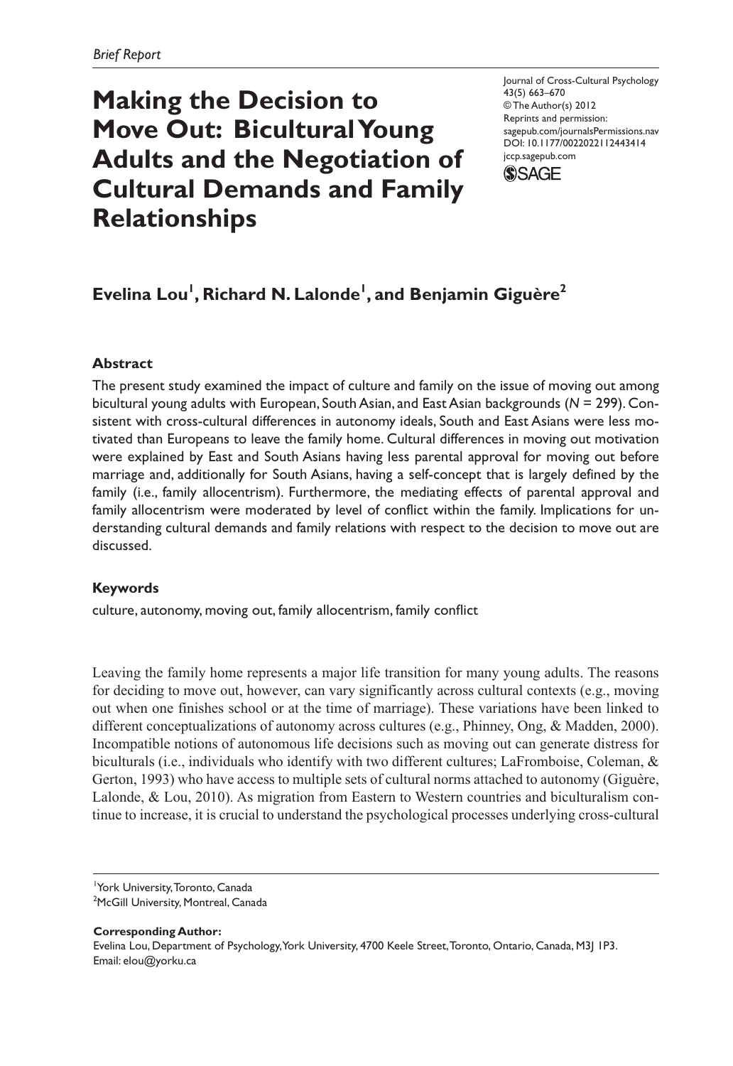*Brief Report*

# Making the Decision to Move Out: Bicultural Young Adults and the Negotiation of Cultural Demands and Family Relationships

Journal of Cross-Cultural Psychology
43(5) 663–670
© The Author(s) 2012
Reprints and permission:
sagepub.com/journalsPermissions.nav
DOI: 10.1177/0022022112443414
jccp.sagepub.com

**Evelina Lou[1], Richard N. Lalonde[1], and Benjamin Giguère[2]**

### Abstract

The present study examined the impact of culture and family on the issue of moving out among bicultural young adults with European, South Asian, and East Asian backgrounds (*N* = 299). Consistent with cross-cultural differences in autonomy ideals, South and East Asians were less motivated than Europeans to leave the family home. Cultural differences in moving out motivation were explained by East and South Asians having less parental approval for moving out before marriage and, additionally for South Asians, having a self-concept that is largely defined by the family (i.e., family allocentrism). Furthermore, the mediating effects of parental approval and family allocentrism were moderated by level of conflict within the family. Implications for understanding cultural demands and family relations with respect to the decision to move out are discussed.

### Keywords

culture, autonomy, moving out, family allocentrism, family conflict

Leaving the family home represents a major life transition for many young adults. The reasons for deciding to move out, however, can vary significantly across cultural contexts (e.g., moving out when one finishes school or at the time of marriage). These variations have been linked to different conceptualizations of autonomy across cultures (e.g., Phinney, Ong, & Madden, 2000). Incompatible notions of autonomous life decisions such as moving out can generate distress for biculturals (i.e., individuals who identify with two different cultures; LaFromboise, Coleman, & Gerton, 1993) who have access to multiple sets of cultural norms attached to autonomy (Giguère, Lalonde, & Lou, 2010). As migration from Eastern to Western countries and biculturalism continue to increase, it is crucial to understand the psychological processes underlying cross-cultural

[1]York University, Toronto, Canada
[2]McGill University, Montreal, Canada

**Corresponding Author:**
Evelina Lou, Department of Psychology, York University, 4700 Keele Street, Toronto, Ontario, Canada, M3J 1P3.
Email: elou@yorku.ca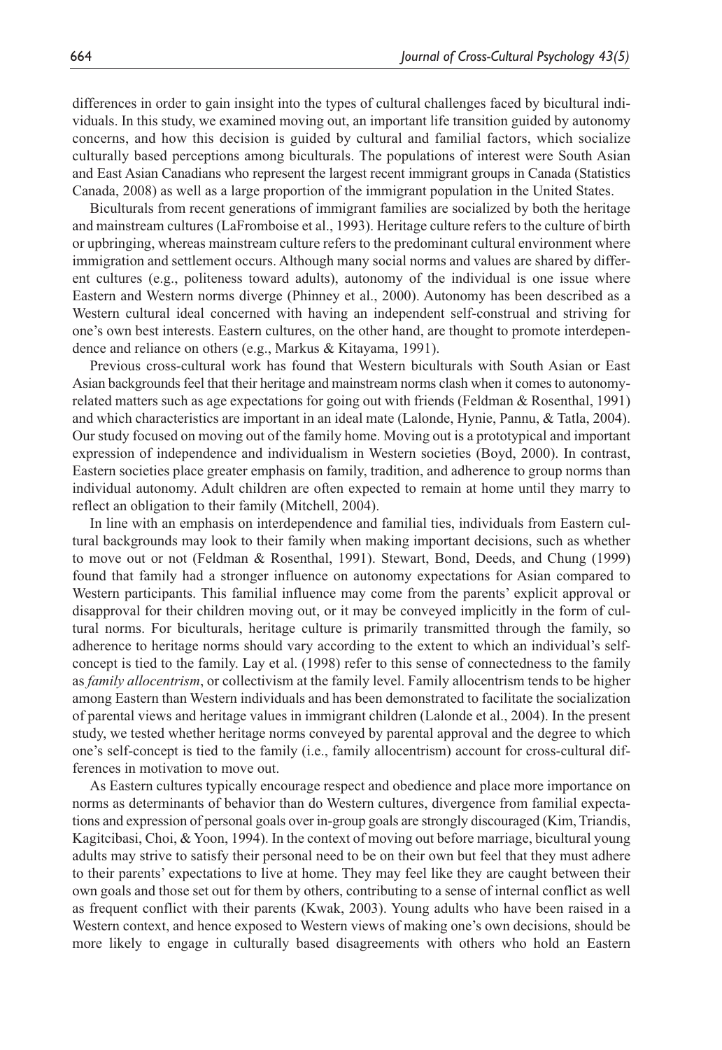differences in order to gain insight into the types of cultural challenges faced by bicultural individuals. In this study, we examined moving out, an important life transition guided by autonomy concerns, and how this decision is guided by cultural and familial factors, which socialize culturally based perceptions among biculturals. The populations of interest were South Asian and East Asian Canadians who represent the largest recent immigrant groups in Canada (Statistics Canada, 2008) as well as a large proportion of the immigrant population in the United States.

Biculturals from recent generations of immigrant families are socialized by both the heritage and mainstream cultures (LaFromboise et al., 1993). Heritage culture refers to the culture of birth or upbringing, whereas mainstream culture refers to the predominant cultural environment where immigration and settlement occurs. Although many social norms and values are shared by different cultures (e.g., politeness toward adults), autonomy of the individual is one issue where Eastern and Western norms diverge (Phinney et al., 2000). Autonomy has been described as a Western cultural ideal concerned with having an independent self-construal and striving for one's own best interests. Eastern cultures, on the other hand, are thought to promote interdependence and reliance on others (e.g., Markus & Kitayama, 1991).

Previous cross-cultural work has found that Western biculturals with South Asian or East Asian backgrounds feel that their heritage and mainstream norms clash when it comes to autonomy-related matters such as age expectations for going out with friends (Feldman & Rosenthal, 1991) and which characteristics are important in an ideal mate (Lalonde, Hynie, Pannu, & Tatla, 2004). Our study focused on moving out of the family home. Moving out is a prototypical and important expression of independence and individualism in Western societies (Boyd, 2000). In contrast, Eastern societies place greater emphasis on family, tradition, and adherence to group norms than individual autonomy. Adult children are often expected to remain at home until they marry to reflect an obligation to their family (Mitchell, 2004).

In line with an emphasis on interdependence and familial ties, individuals from Eastern cultural backgrounds may look to their family when making important decisions, such as whether to move out or not (Feldman & Rosenthal, 1991). Stewart, Bond, Deeds, and Chung (1999) found that family had a stronger influence on autonomy expectations for Asian compared to Western participants. This familial influence may come from the parents' explicit approval or disapproval for their children moving out, or it may be conveyed implicitly in the form of cultural norms. For biculturals, heritage culture is primarily transmitted through the family, so adherence to heritage norms should vary according to the extent to which an individual's self-concept is tied to the family. Lay et al. (1998) refer to this sense of connectedness to the family as *family allocentrism*, or collectivism at the family level. Family allocentrism tends to be higher among Eastern than Western individuals and has been demonstrated to facilitate the socialization of parental views and heritage values in immigrant children (Lalonde et al., 2004). In the present study, we tested whether heritage norms conveyed by parental approval and the degree to which one's self-concept is tied to the family (i.e., family allocentrism) account for cross-cultural differences in motivation to move out.

As Eastern cultures typically encourage respect and obedience and place more importance on norms as determinants of behavior than do Western cultures, divergence from familial expectations and expression of personal goals over in-group goals are strongly discouraged (Kim, Triandis, Kagitcibasi, Choi, & Yoon, 1994). In the context of moving out before marriage, bicultural young adults may strive to satisfy their personal need to be on their own but feel that they must adhere to their parents' expectations to live at home. They may feel like they are caught between their own goals and those set out for them by others, contributing to a sense of internal conflict as well as frequent conflict with their parents (Kwak, 2003). Young adults who have been raised in a Western context, and hence exposed to Western views of making one's own decisions, should be more likely to engage in culturally based disagreements with others who hold an Eastern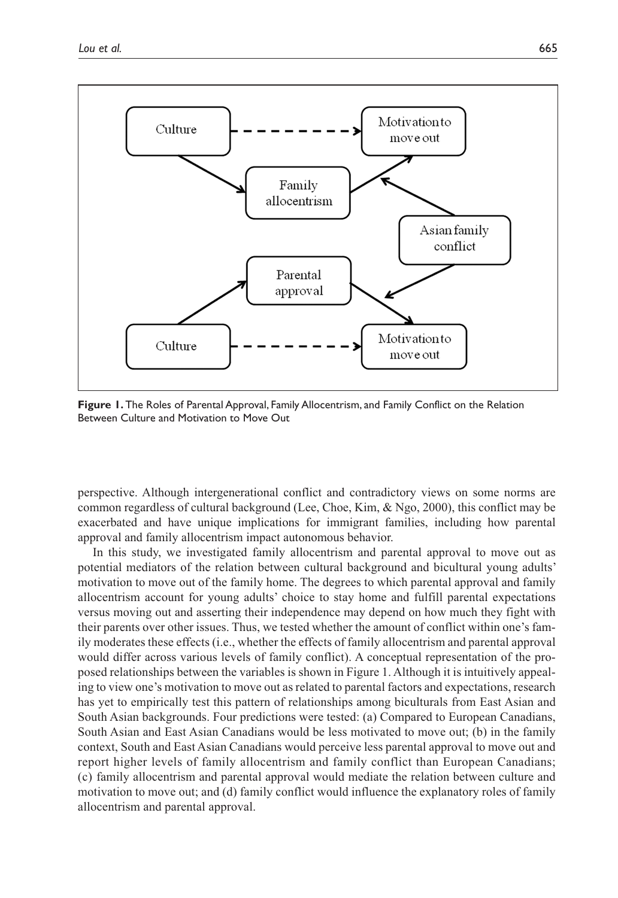**Figure 1.** The Roles of Parental Approval, Family Allocentrism, and Family Conflict on the Relation Between Culture and Motivation to Move Out

perspective. Although intergenerational conflict and contradictory views on some norms are common regardless of cultural background (Lee, Choe, Kim, & Ngo, 2000), this conflict may be exacerbated and have unique implications for immigrant families, including how parental approval and family allocentrism impact autonomous behavior.

In this study, we investigated family allocentrism and parental approval to move out as potential mediators of the relation between cultural background and bicultural young adults' motivation to move out of the family home. The degrees to which parental approval and family allocentrism account for young adults' choice to stay home and fulfill parental expectations versus moving out and asserting their independence may depend on how much they fight with their parents over other issues. Thus, we tested whether the amount of conflict within one's family moderates these effects (i.e., whether the effects of family allocentrism and parental approval would differ across various levels of family conflict). A conceptual representation of the proposed relationships between the variables is shown in Figure 1. Although it is intuitively appealing to view one's motivation to move out as related to parental factors and expectations, research has yet to empirically test this pattern of relationships among biculturals from East Asian and South Asian backgrounds. Four predictions were tested: (a) Compared to European Canadians, South Asian and East Asian Canadians would be less motivated to move out; (b) in the family context, South and East Asian Canadians would perceive less parental approval to move out and report higher levels of family allocentrism and family conflict than European Canadians; (c) family allocentrism and parental approval would mediate the relation between culture and motivation to move out; and (d) family conflict would influence the explanatory roles of family allocentrism and parental approval.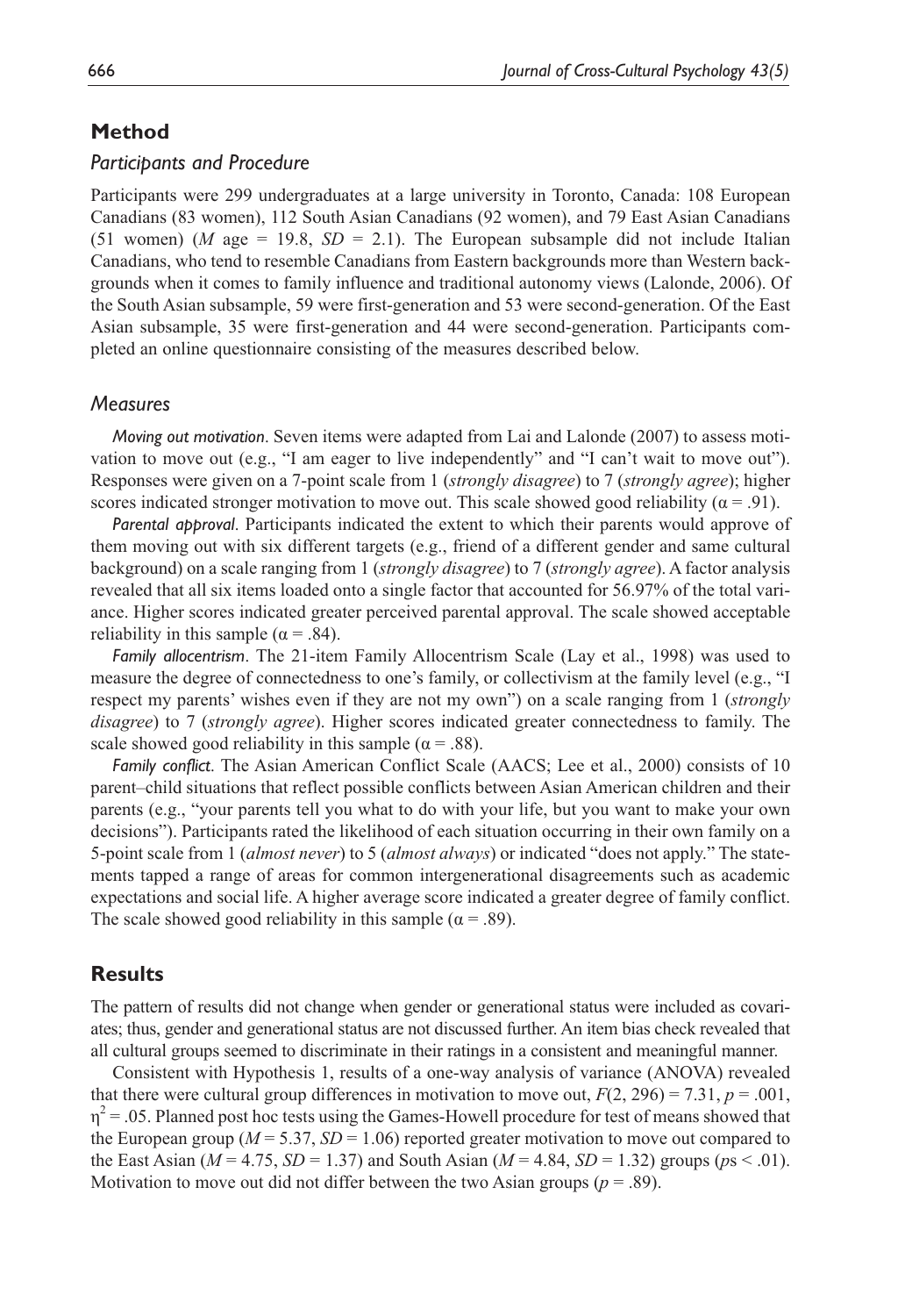## Method

### *Participants and Procedure*

Participants were 299 undergraduates at a large university in Toronto, Canada: 108 European Canadians (83 women), 112 South Asian Canadians (92 women), and 79 East Asian Canadians (51 women) (*M* age = 19.8, *SD* = 2.1). The European subsample did not include Italian Canadians, who tend to resemble Canadians from Eastern backgrounds more than Western backgrounds when it comes to family influence and traditional autonomy views (Lalonde, 2006). Of the South Asian subsample, 59 were first-generation and 53 were second-generation. Of the East Asian subsample, 35 were first-generation and 44 were second-generation. Participants completed an online questionnaire consisting of the measures described below.

### *Measures*

*Moving out motivation*. Seven items were adapted from Lai and Lalonde (2007) to assess motivation to move out (e.g., "I am eager to live independently" and "I can't wait to move out"). Responses were given on a 7-point scale from 1 (*strongly disagree*) to 7 (*strongly agree*); higher scores indicated stronger motivation to move out. This scale showed good reliability ($\alpha = .91$).

*Parental approval*. Participants indicated the extent to which their parents would approve of them moving out with six different targets (e.g., friend of a different gender and same cultural background) on a scale ranging from 1 (*strongly disagree*) to 7 (*strongly agree*). A factor analysis revealed that all six items loaded onto a single factor that accounted for 56.97% of the total variance. Higher scores indicated greater perceived parental approval. The scale showed acceptable reliability in this sample ($\alpha = .84$).

*Family allocentrism*. The 21-item Family Allocentrism Scale (Lay et al., 1998) was used to measure the degree of connectedness to one's family, or collectivism at the family level (e.g., "I respect my parents' wishes even if they are not my own") on a scale ranging from 1 (*strongly disagree*) to 7 (*strongly agree*). Higher scores indicated greater connectedness to family. The scale showed good reliability in this sample ($\alpha = .88$).

*Family conflict*. The Asian American Conflict Scale (AACS; Lee et al., 2000) consists of 10 parent–child situations that reflect possible conflicts between Asian American children and their parents (e.g., "your parents tell you what to do with your life, but you want to make your own decisions"). Participants rated the likelihood of each situation occurring in their own family on a 5-point scale from 1 (*almost never*) to 5 (*almost always*) or indicated "does not apply." The statements tapped a range of areas for common intergenerational disagreements such as academic expectations and social life. A higher average score indicated a greater degree of family conflict. The scale showed good reliability in this sample ($\alpha = .89$).

## Results

The pattern of results did not change when gender or generational status were included as covariates; thus, gender and generational status are not discussed further. An item bias check revealed that all cultural groups seemed to discriminate in their ratings in a consistent and meaningful manner.

Consistent with Hypothesis 1, results of a one-way analysis of variance (ANOVA) revealed that there were cultural group differences in motivation to move out, $F(2, 296) = 7.31$, $p = .001$, $\eta^2 = .05$. Planned post hoc tests using the Games-Howell procedure for test of means showed that the European group ($M = 5.37$, $SD = 1.06$) reported greater motivation to move out compared to the East Asian ($M = 4.75$, $SD = 1.37$) and South Asian ($M = 4.84$, $SD = 1.32$) groups ($p$s $< .01$). Motivation to move out did not differ between the two Asian groups ($p = .89$).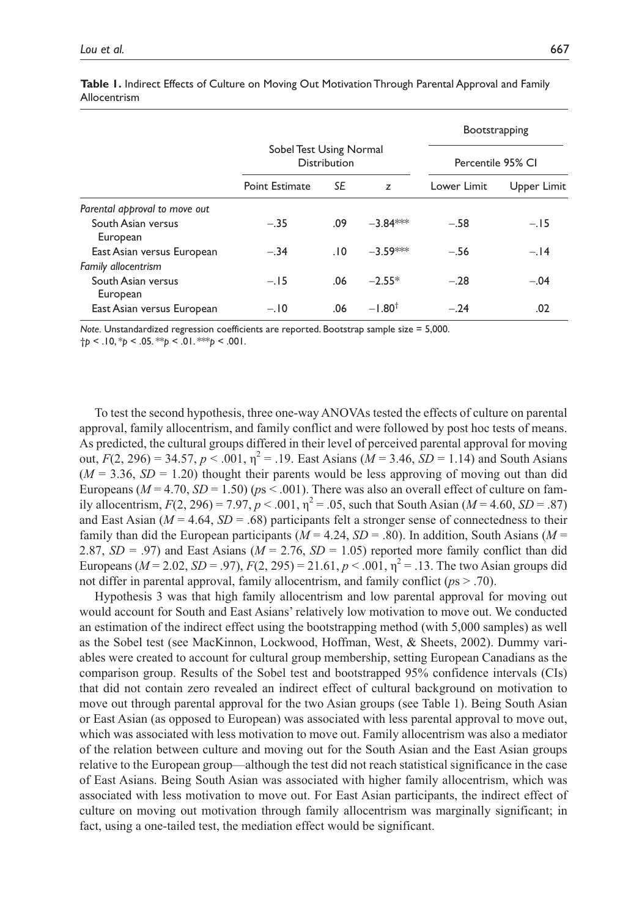**Table 1.** Indirect Effects of Culture on Moving Out Motivation Through Parental Approval and Family Allocentrism

| | Sobel Test Using Normal Distribution | | | Bootstrapping Percentile 95% CI | |
|---|---|---|---|---|---|
| | Point Estimate | *SE* | *z* | Lower Limit | Upper Limit |
| *Parental approval to move out* | | | | | |
| South Asian versus European | −.35 | .09 | −3.84*** | −.58 | −.15 |
| East Asian versus European | −.34 | .10 | −3.59*** | −.56 | −.14 |
| *Family allocentrism* | | | | | |
| South Asian versus European | −.15 | .06 | −2.55* | −.28 | −.04 |
| East Asian versus European | −.10 | .06 | −1.80† | −.24 | .02 |

*Note.* Unstandardized regression coefficients are reported. Bootstrap sample size = 5,000.
†$p < .10$, \*$p < .05$. \*\*$p < .01$. \*\*\*$p < .001$.

To test the second hypothesis, three one-way ANOVAs tested the effects of culture on parental approval, family allocentrism, and family conflict and were followed by post hoc tests of means. As predicted, the cultural groups differed in their level of perceived parental approval for moving out, $F(2, 296) = 34.57$, $p < .001$, $\eta^2 = .19$. East Asians ($M = 3.46$, $SD = 1.14$) and South Asians ($M = 3.36$, $SD = 1.20$) thought their parents would be less approving of moving out than did Europeans ($M = 4.70$, $SD = 1.50$) ($p$s $< .001$). There was also an overall effect of culture on family allocentrism, $F(2, 296) = 7.97$, $p < .001$, $\eta^2 = .05$, such that South Asian ($M = 4.60$, $SD = .87$) and East Asian ($M = 4.64$, $SD = .68$) participants felt a stronger sense of connectedness to their family than did the European participants ($M = 4.24$, $SD = .80$). In addition, South Asians ($M = 2.87$, $SD = .97$) and East Asians ($M = 2.76$, $SD = 1.05$) reported more family conflict than did Europeans ($M = 2.02$, $SD = .97$), $F(2, 295) = 21.61$, $p < .001$, $\eta^2 = .13$. The two Asian groups did not differ in parental approval, family allocentrism, and family conflict ($p$s $> .70$).

Hypothesis 3 was that high family allocentrism and low parental approval for moving out would account for South and East Asians' relatively low motivation to move out. We conducted an estimation of the indirect effect using the bootstrapping method (with 5,000 samples) as well as the Sobel test (see MacKinnon, Lockwood, Hoffman, West, & Sheets, 2002). Dummy variables were created to account for cultural group membership, setting European Canadians as the comparison group. Results of the Sobel test and bootstrapped 95% confidence intervals (CIs) that did not contain zero revealed an indirect effect of cultural background on motivation to move out through parental approval for the two Asian groups (see Table 1). Being South Asian or East Asian (as opposed to European) was associated with less parental approval to move out, which was associated with less motivation to move out. Family allocentrism was also a mediator of the relation between culture and moving out for the South Asian and the East Asian groups relative to the European group—although the test did not reach statistical significance in the case of East Asians. Being South Asian was associated with higher family allocentrism, which was associated with less motivation to move out. For East Asian participants, the indirect effect of culture on moving out motivation through family allocentrism was marginally significant; in fact, using a one-tailed test, the mediation effect would be significant.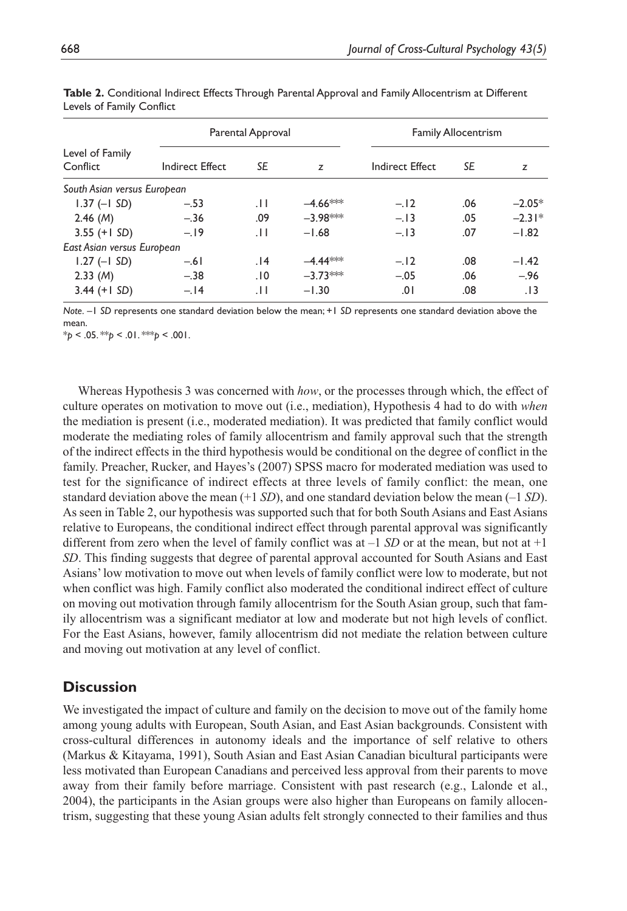**Table 2.** Conditional Indirect Effects Through Parental Approval and Family Allocentrism at Different Levels of Family Conflict

| Level of Family Conflict | Parental Approval | | | Family Allocentrism | | |
|---|---|---|---|---|---|---|
| | Indirect Effect | *SE* | *z* | Indirect Effect | *SE* | *z* |
| *South Asian versus European* | | | | | | |
| 1.37 (–1 *SD*) | –.53 | .11 | –4.66*** | –.12 | .06 | –2.05* |
| 2.46 (*M*) | –.36 | .09 | –3.98*** | –.13 | .05 | –2.31* |
| 3.55 (+1 *SD*) | –.19 | .11 | –1.68 | –.13 | .07 | –1.82 |
| *East Asian versus European* | | | | | | |
| 1.27 (–1 *SD*) | –.61 | .14 | –4.44*** | –.12 | .08 | –1.42 |
| 2.33 (*M*) | –.38 | .10 | –3.73*** | –.05 | .06 | –.96 |
| 3.44 (+1 *SD*) | –.14 | .11 | –1.30 | .01 | .08 | .13 |

*Note*. –1 *SD* represents one standard deviation below the mean; +1 *SD* represents one standard deviation above the mean.
\**p* < .05. \*\**p* < .01. \*\*\**p* < .001.

Whereas Hypothesis 3 was concerned with *how*, or the processes through which, the effect of culture operates on motivation to move out (i.e., mediation), Hypothesis 4 had to do with *when* the mediation is present (i.e., moderated mediation). It was predicted that family conflict would moderate the mediating roles of family allocentrism and family approval such that the strength of the indirect effects in the third hypothesis would be conditional on the degree of conflict in the family. Preacher, Rucker, and Hayes's (2007) SPSS macro for moderated mediation was used to test for the significance of indirect effects at three levels of family conflict: the mean, one standard deviation above the mean (+1 *SD*), and one standard deviation below the mean (–1 *SD*). As seen in Table 2, our hypothesis was supported such that for both South Asians and East Asians relative to Europeans, the conditional indirect effect through parental approval was significantly different from zero when the level of family conflict was at –1 *SD* or at the mean, but not at +1 *SD*. This finding suggests that degree of parental approval accounted for South Asians and East Asians' low motivation to move out when levels of family conflict were low to moderate, but not when conflict was high. Family conflict also moderated the conditional indirect effect of culture on moving out motivation through family allocentrism for the South Asian group, such that family allocentrism was a significant mediator at low and moderate but not high levels of conflict. For the East Asians, however, family allocentrism did not mediate the relation between culture and moving out motivation at any level of conflict.

## Discussion

We investigated the impact of culture and family on the decision to move out of the family home among young adults with European, South Asian, and East Asian backgrounds. Consistent with cross-cultural differences in autonomy ideals and the importance of self relative to others (Markus & Kitayama, 1991), South Asian and East Asian Canadian bicultural participants were less motivated than European Canadians and perceived less approval from their parents to move away from their family before marriage. Consistent with past research (e.g., Lalonde et al., 2004), the participants in the Asian groups were also higher than Europeans on family allocentrism, suggesting that these young Asian adults felt strongly connected to their families and thus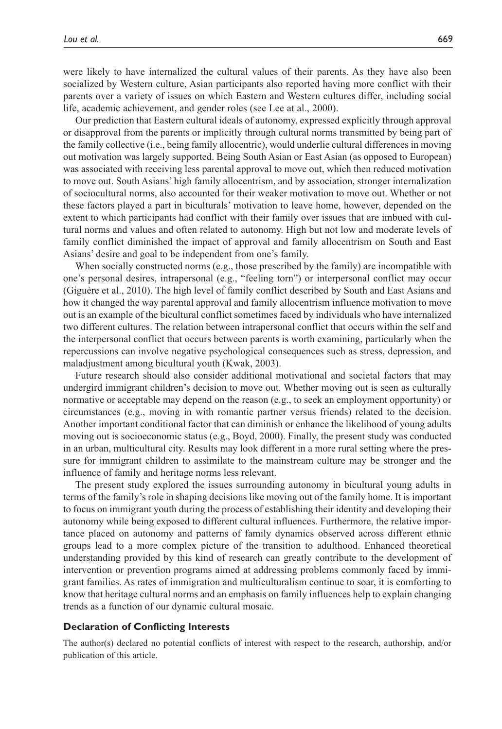were likely to have internalized the cultural values of their parents. As they have also been socialized by Western culture, Asian participants also reported having more conflict with their parents over a variety of issues on which Eastern and Western cultures differ, including social life, academic achievement, and gender roles (see Lee at al., 2000).

Our prediction that Eastern cultural ideals of autonomy, expressed explicitly through approval or disapproval from the parents or implicitly through cultural norms transmitted by being part of the family collective (i.e., being family allocentric), would underlie cultural differences in moving out motivation was largely supported. Being South Asian or East Asian (as opposed to European) was associated with receiving less parental approval to move out, which then reduced motivation to move out. South Asians' high family allocentrism, and by association, stronger internalization of sociocultural norms, also accounted for their weaker motivation to move out. Whether or not these factors played a part in biculturals' motivation to leave home, however, depended on the extent to which participants had conflict with their family over issues that are imbued with cultural norms and values and often related to autonomy. High but not low and moderate levels of family conflict diminished the impact of approval and family allocentrism on South and East Asians' desire and goal to be independent from one's family.

When socially constructed norms (e.g., those prescribed by the family) are incompatible with one's personal desires, intrapersonal (e.g., "feeling torn") or interpersonal conflict may occur (Giguère et al., 2010). The high level of family conflict described by South and East Asians and how it changed the way parental approval and family allocentrism influence motivation to move out is an example of the bicultural conflict sometimes faced by individuals who have internalized two different cultures. The relation between intrapersonal conflict that occurs within the self and the interpersonal conflict that occurs between parents is worth examining, particularly when the repercussions can involve negative psychological consequences such as stress, depression, and maladjustment among bicultural youth (Kwak, 2003).

Future research should also consider additional motivational and societal factors that may undergird immigrant children's decision to move out. Whether moving out is seen as culturally normative or acceptable may depend on the reason (e.g., to seek an employment opportunity) or circumstances (e.g., moving in with romantic partner versus friends) related to the decision. Another important conditional factor that can diminish or enhance the likelihood of young adults moving out is socioeconomic status (e.g., Boyd, 2000). Finally, the present study was conducted in an urban, multicultural city. Results may look different in a more rural setting where the pressure for immigrant children to assimilate to the mainstream culture may be stronger and the influence of family and heritage norms less relevant.

The present study explored the issues surrounding autonomy in bicultural young adults in terms of the family's role in shaping decisions like moving out of the family home. It is important to focus on immigrant youth during the process of establishing their identity and developing their autonomy while being exposed to different cultural influences. Furthermore, the relative importance placed on autonomy and patterns of family dynamics observed across different ethnic groups lead to a more complex picture of the transition to adulthood. Enhanced theoretical understanding provided by this kind of research can greatly contribute to the development of intervention or prevention programs aimed at addressing problems commonly faced by immigrant families. As rates of immigration and multiculturalism continue to soar, it is comforting to know that heritage cultural norms and an emphasis on family influences help to explain changing trends as a function of our dynamic cultural mosaic.

### Declaration of Conflicting Interests

The author(s) declared no potential conflicts of interest with respect to the research, authorship, and/or publication of this article.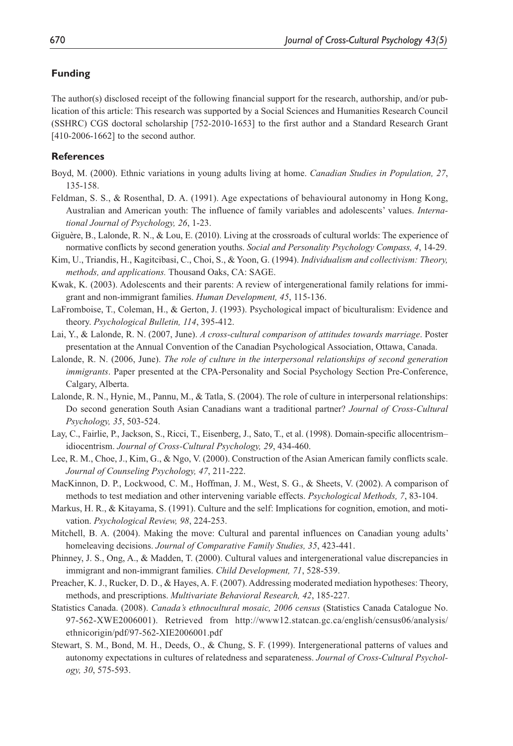## Funding

The author(s) disclosed receipt of the following financial support for the research, authorship, and/or publication of this article: This research was supported by a Social Sciences and Humanities Research Council (SSHRC) CGS doctoral scholarship [752-2010-1653] to the first author and a Standard Research Grant [410-2006-1662] to the second author.

## References

Boyd, M. (2000). Ethnic variations in young adults living at home. *Canadian Studies in Population, 27*, 135-158.

Feldman, S. S., & Rosenthal, D. A. (1991). Age expectations of behavioural autonomy in Hong Kong, Australian and American youth: The influence of family variables and adolescents' values. *International Journal of Psychology, 26*, 1-23.

Giguère, B., Lalonde, R. N., & Lou, E. (2010). Living at the crossroads of cultural worlds: The experience of normative conflicts by second generation youths. *Social and Personality Psychology Compass, 4*, 14-29.

Kim, U., Triandis, H., Kagitcibasi, C., Choi, S., & Yoon, G. (1994). *Individualism and collectivism: Theory, methods, and applications.* Thousand Oaks, CA: SAGE.

Kwak, K. (2003). Adolescents and their parents: A review of intergenerational family relations for immigrant and non-immigrant families. *Human Development, 45*, 115-136.

LaFromboise, T., Coleman, H., & Gerton, J. (1993). Psychological impact of biculturalism: Evidence and theory. *Psychological Bulletin, 114*, 395-412.

Lai, Y., & Lalonde, R. N. (2007, June). *A cross-cultural comparison of attitudes towards marriage*. Poster presentation at the Annual Convention of the Canadian Psychological Association, Ottawa, Canada.

Lalonde, R. N. (2006, June). *The role of culture in the interpersonal relationships of second generation immigrants*. Paper presented at the CPA-Personality and Social Psychology Section Pre-Conference, Calgary, Alberta.

Lalonde, R. N., Hynie, M., Pannu, M., & Tatla, S. (2004). The role of culture in interpersonal relationships: Do second generation South Asian Canadians want a traditional partner? *Journal of Cross-Cultural Psychology, 35*, 503-524.

Lay, C., Fairlie, P., Jackson, S., Ricci, T., Eisenberg, J., Sato, T., et al. (1998). Domain-specific allocentrism–idiocentrism. *Journal of Cross-Cultural Psychology, 29*, 434-460.

Lee, R. M., Choe, J., Kim, G., & Ngo, V. (2000). Construction of the Asian American family conflicts scale. *Journal of Counseling Psychology, 47*, 211-222.

MacKinnon, D. P., Lockwood, C. M., Hoffman, J. M., West, S. G., & Sheets, V. (2002). A comparison of methods to test mediation and other intervening variable effects. *Psychological Methods, 7*, 83-104.

Markus, H. R., & Kitayama, S. (1991). Culture and the self: Implications for cognition, emotion, and motivation. *Psychological Review, 98*, 224-253.

Mitchell, B. A. (2004). Making the move: Cultural and parental influences on Canadian young adults' homeleaving decisions. *Journal of Comparative Family Studies, 35*, 423-441.

Phinney, J. S., Ong, A., & Madden, T. (2000). Cultural values and intergenerational value discrepancies in immigrant and non-immigrant families. *Child Development, 71*, 528-539.

Preacher, K. J., Rucker, D. D., & Hayes, A. F. (2007). Addressing moderated mediation hypotheses: Theory, methods, and prescriptions. *Multivariate Behavioral Research, 42*, 185-227.

Statistics Canada. (2008). *Canada's ethnocultural mosaic, 2006 census* (Statistics Canada Catalogue No. 97-562-XWE2006001). Retrieved from http://www12.statcan.gc.ca/english/census06/analysis/ethnicorigin/pdf/97-562-XIE2006001.pdf

Stewart, S. M., Bond, M. H., Deeds, O., & Chung, S. F. (1999). Intergenerational patterns of values and autonomy expectations in cultures of relatedness and separateness. *Journal of Cross-Cultural Psychology, 30*, 575-593.